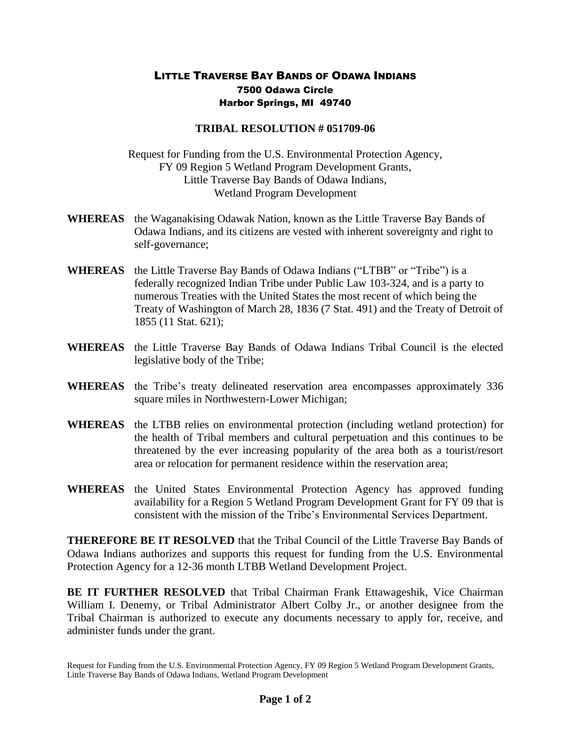# LITTLE TRAVERSE BAY BANDS OF ODAWA INDIANS

7500 Odawa Circle
Harbor Springs, MI 49740

## TRIBAL RESOLUTION # 051709-06

Request for Funding from the U.S. Environmental Protection Agency,
FY 09 Region 5 Wetland Program Development Grants,
Little Traverse Bay Bands of Odawa Indians,
Wetland Program Development

**WHEREAS** the Waganakising Odawak Nation, known as the Little Traverse Bay Bands of Odawa Indians, and its citizens are vested with inherent sovereignty and right to self-governance;

**WHEREAS** the Little Traverse Bay Bands of Odawa Indians ("LTBB" or "Tribe") is a federally recognized Indian Tribe under Public Law 103-324, and is a party to numerous Treaties with the United States the most recent of which being the Treaty of Washington of March 28, 1836 (7 Stat. 491) and the Treaty of Detroit of 1855 (11 Stat. 621);

**WHEREAS** the Little Traverse Bay Bands of Odawa Indians Tribal Council is the elected legislative body of the Tribe;

**WHEREAS** the Tribe's treaty delineated reservation area encompasses approximately 336 square miles in Northwestern-Lower Michigan;

**WHEREAS** the LTBB relies on environmental protection (including wetland protection) for the health of Tribal members and cultural perpetuation and this continues to be threatened by the ever increasing popularity of the area both as a tourist/resort area or relocation for permanent residence within the reservation area;

**WHEREAS** the United States Environmental Protection Agency has approved funding availability for a Region 5 Wetland Program Development Grant for FY 09 that is consistent with the mission of the Tribe's Environmental Services Department.

**THEREFORE BE IT RESOLVED** that the Tribal Council of the Little Traverse Bay Bands of Odawa Indians authorizes and supports this request for funding from the U.S. Environmental Protection Agency for a 12-36 month LTBB Wetland Development Project.

**BE IT FURTHER RESOLVED** that Tribal Chairman Frank Ettawageshik, Vice Chairman William I. Denemy, or Tribal Administrator Albert Colby Jr., or another designee from the Tribal Chairman is authorized to execute any documents necessary to apply for, receive, and administer funds under the grant.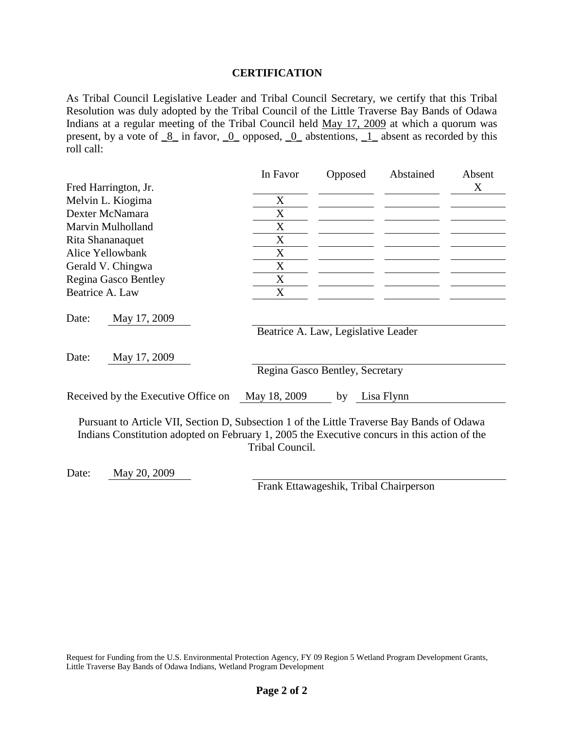## CERTIFICATION

As Tribal Council Legislative Leader and Tribal Council Secretary, we certify that this Tribal Resolution was duly adopted by the Tribal Council of the Little Traverse Bay Bands of Odawa Indians at a regular meeting of the Tribal Council held May 17, 2009 at which a quorum was present, by a vote of _8_ in favor, _0_ opposed, _0_ abstentions, _1_ absent as recorded by this roll call:

| | In Favor | Opposed | Abstained | Absent |
|---|---|---|---|---|
| Fred Harrington, Jr. | | | | X |
| Melvin L. Kiogima | X | | | |
| Dexter McNamara | X | | | |
| Marvin Mulholland | X | | | |
| Rita Shananaquet | X | | | |
| Alice Yellowbank | X | | | |
| Gerald V. Chingwa | X | | | |
| Regina Gasco Bentley | X | | | |
| Beatrice A. Law | X | | | |

Date: May 17, 2009

Beatrice A. Law, Legislative Leader

Date: May 17, 2009

Regina Gasco Bentley, Secretary

Received by the Executive Office on May 18, 2009 by Lisa Flynn

Pursuant to Article VII, Section D, Subsection 1 of the Little Traverse Bay Bands of Odawa Indians Constitution adopted on February 1, 2005 the Executive concurs in this action of the Tribal Council.

Date: May 20, 2009

Frank Ettawageshik, Tribal Chairperson

Request for Funding from the U.S. Environmental Protection Agency, FY 09 Region 5 Wetland Program Development Grants, Little Traverse Bay Bands of Odawa Indians, Wetland Program Development